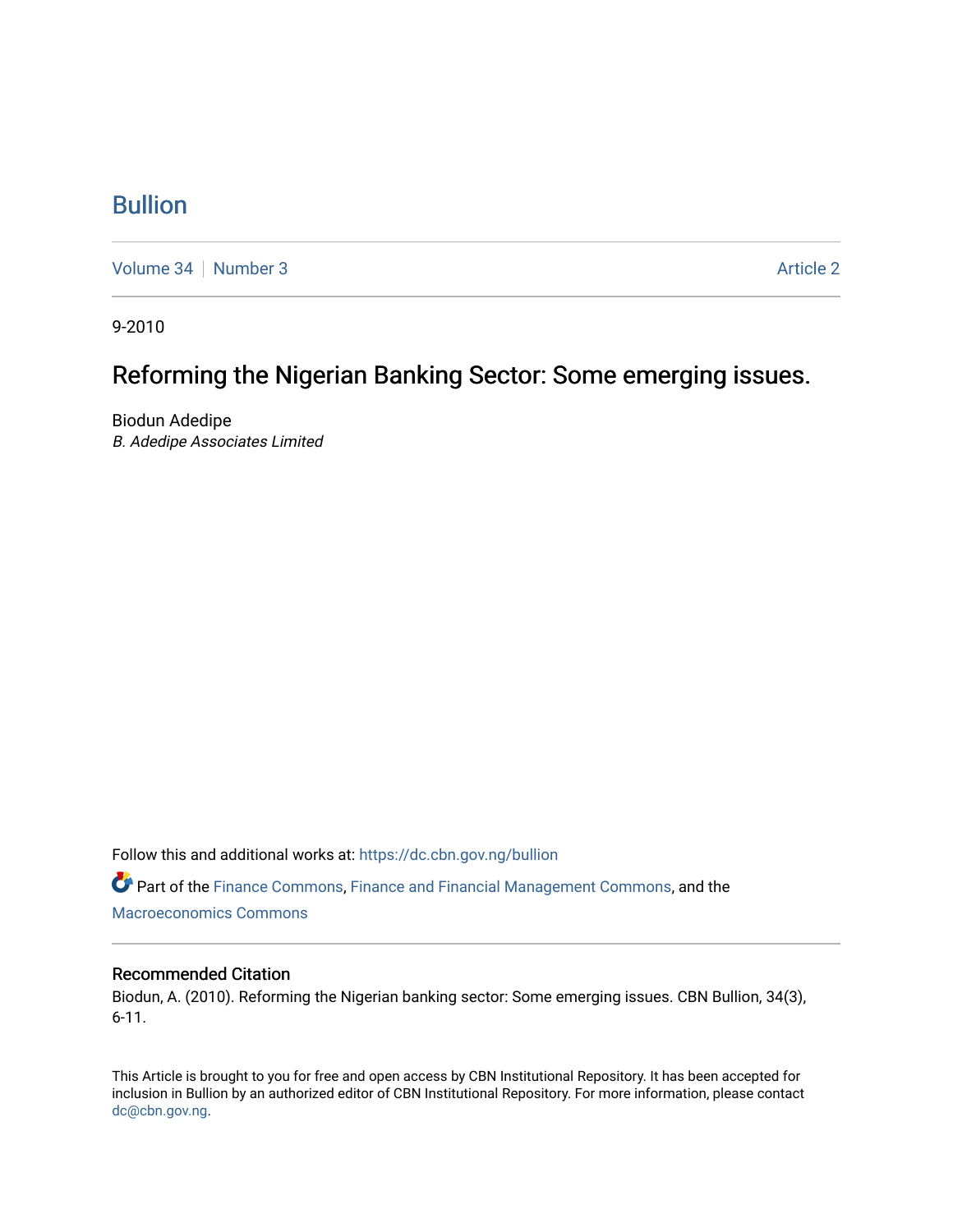# Bullion

Volume 34 | Number 3 | Article 2

9-2010

## Reforming the Nigerian Banking Sector: Some emerging issues.

Biodun Adedipe
*B. Adedipe Associates Limited*

Follow this and additional works at: https://dc.cbn.gov.ng/bullion

Part of the Finance Commons, Finance and Financial Management Commons, and the Macroeconomics Commons

### Recommended Citation

Biodun, A. (2010). Reforming the Nigerian banking sector: Some emerging issues. CBN Bullion, 34(3), 6-11.

This Article is brought to you for free and open access by CBN Institutional Repository. It has been accepted for inclusion in Bullion by an authorized editor of CBN Institutional Repository. For more information, please contact dc@cbn.gov.ng.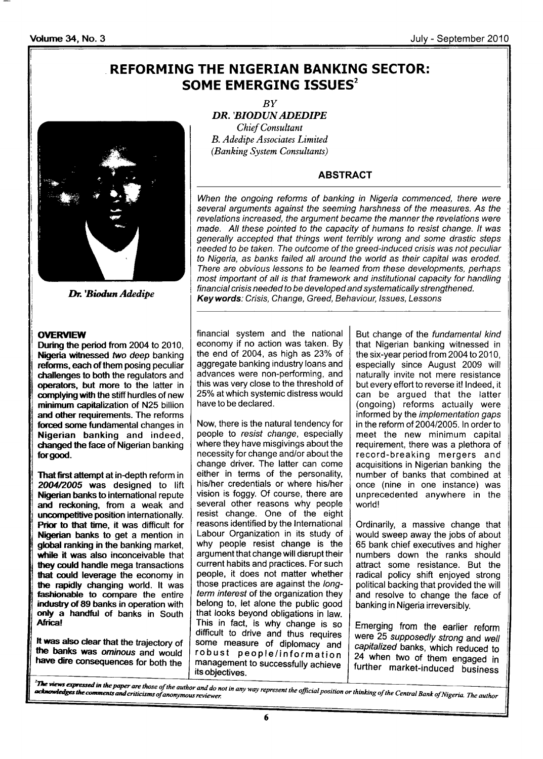# REFORMING THE NIGERIAN BANKING SECTOR: SOME EMERGING ISSUES[2]

*BY*

***DR. 'BIODUN ADEDIPE***

*Chief Consultant*
*B. Adedipe Associates Limited*
*(Banking System Consultants)*

*Dr. 'Biodun Adedipe*

## ABSTRACT

*When the ongoing reforms of banking in Nigeria commenced, there were several arguments against the seeming harshness of the measures. As the revelations increased, the argument became the manner the revelations were made. All these pointed to the capacity of humans to resist change. It was generally accepted that things went terribly wrong and some drastic steps needed to be taken. The outcome of the greed-induced crisis was not peculiar to Nigeria, as banks failed all around the world as their capital was eroded. There are obvious lessons to be learned from these developments, perhaps most important of all is that framework and institutional capacity for handling financial crisis needed to be developed and systematically strengthened.*

**Key words**: *Crisis, Change, Greed, Behaviour, Issues, Lessons*

## OVERVIEW

**During the period from 2004 to 2010, Nigeria witnessed *two deep* banking reforms, each of them posing peculiar challenges to both the regulators and operators, but more to the latter in complying with the stiff hurdles of new minimum capitalization of N25 billion and other requirements. The reforms forced some fundamental changes in Nigerian banking and indeed, changed the face of Nigerian banking for good.**

**That first attempt at in-depth reform in *2004/2005* was designed to lift Nigerian banks to international repute and reckoning, from a weak and uncompetitive position internationally. Prior to that time, it was difficult for Nigerian banks to get a mention in global ranking in the banking market, while it was also inconceivable that they could handle mega transactions that could leverage the economy in the rapidly changing world. It was fashionable to compare the entire industry of 89 banks in operation with only a handful of banks in South Africa!**

**It was also clear that the trajectory of the banks was *ominous* and would have dire consequences for both the** financial system and the national economy if no action was taken. By the end of 2004, as high as 23% of aggregate banking industry loans and advances were non-performing, and this was very close to the threshold of 25% at which systemic distress would have to be declared.

Now, there is the natural tendency for people to *resist change*, especially where they have misgivings about the necessity for change and/or about the change driver. The latter can come either in terms of the personality, his/her credentials or where his/her vision is foggy. Of course, there are several other reasons why people resist change. One of the eight reasons identified by the International Labour Organization in its study of why people resist change is the argument that change will disrupt their current habits and practices. For such people, it does not matter whether those practices are against the *long-term interest* of the organization they belong to, let alone the public good that looks beyond obligations in law. This in fact, is why change is so difficult to drive and thus requires some measure of diplomacy and robust people/information management to successfully achieve its objectives.

But change of the *fundamental kind* that Nigerian banking witnessed in the six-year period from 2004 to 2010, especially since August 2009 will naturally invite not mere resistance but every effort to reverse it! Indeed, it can be argued that the latter (ongoing) reforms actually were informed by the *implementation gaps* in the reform of 2004/2005. In order to meet the new minimum capital requirement, there was a plethora of record-breaking mergers and acquisitions in Nigerian banking the number of banks that combined at once (nine in one instance) was unprecedented anywhere in the world!

Ordinarily, a massive change that would sweep away the jobs of about 65 bank chief executives and higher numbers down the ranks should attract some resistance. But the radical policy shift enjoyed strong political backing that provided the will and resolve to change the face of banking in Nigeria irreversibly.

Emerging from the earlier reform were 25 *supposedly strong* and *well capitalized* banks, which reduced to 24 when two of them engaged in further market-induced business

---

[2] *The views expressed in the paper are those of the author and do not in any way represent the official position or thinking of the Central Bank of Nigeria. The author acknowledges the comments and criticisms of anonymous reviewer.*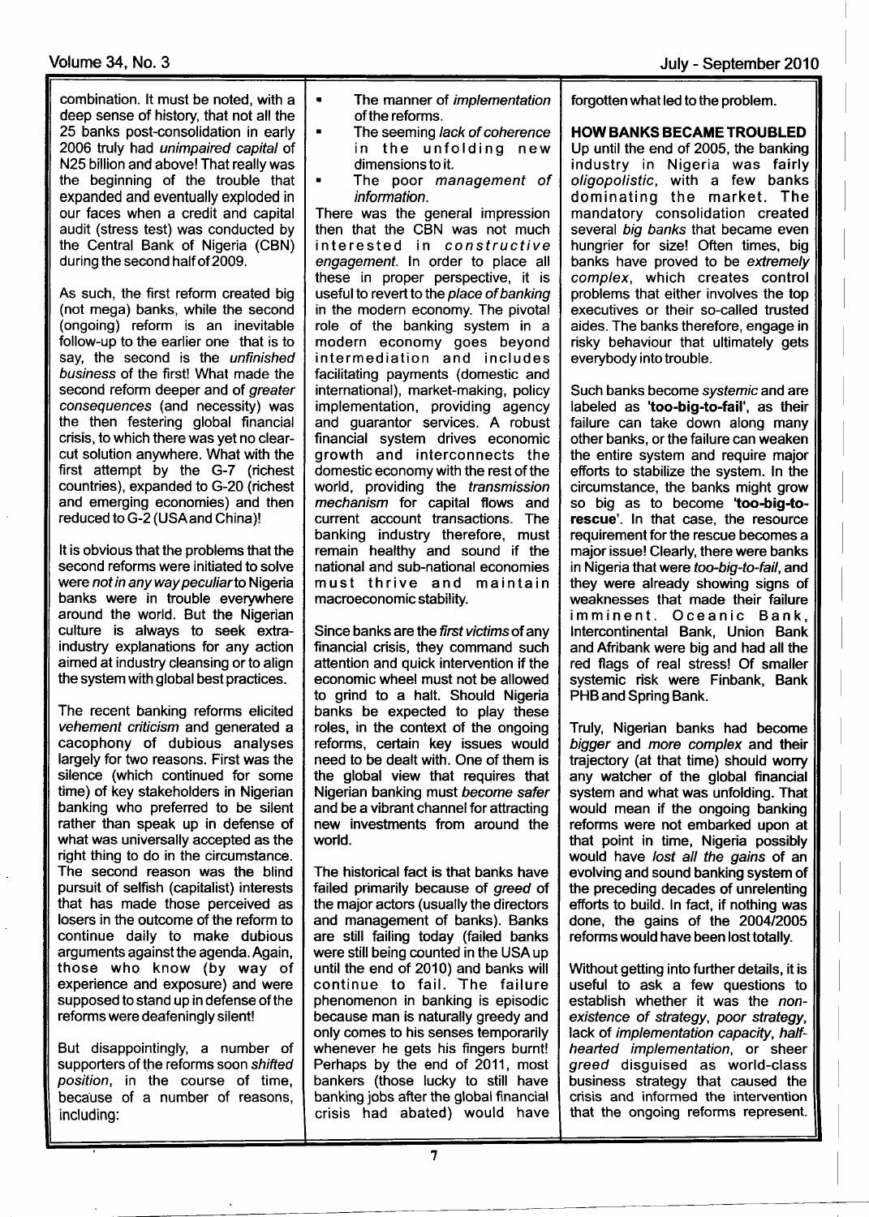combination. It must be noted, with a deep sense of history, that not all the 25 banks post-consolidation in early 2006 truly had *unimpaired capital* of N25 billion and above! That really was the beginning of the trouble that expanded and eventually exploded in our faces when a credit and capital audit (stress test) was conducted by the Central Bank of Nigeria (CBN) during the second half of 2009.

As such, the first reform created big (not mega) banks, while the second (ongoing) reform is an inevitable follow-up to the earlier one that is to say, the second is the *unfinished business* of the first! What made the second reform deeper and of *greater consequences* (and necessity) was the then festering global financial crisis, to which there was yet no clear-cut solution anywhere. What with the first attempt by the G-7 (richest countries), expanded to G-20 (richest and emerging economies) and then reduced to G-2 (USA and China)!

It is obvious that the problems that the second reforms were initiated to solve were *not in any way peculiar* to Nigeria banks were in trouble everywhere around the world. But the Nigerian culture is always to seek extra-industry explanations for any action aimed at industry cleansing or to align the system with global best practices.

The recent banking reforms elicited *vehement criticism* and generated a cacophony of dubious analyses largely for two reasons. First was the silence (which continued for some time) of key stakeholders in Nigerian banking who preferred to be silent rather than speak up in defense of what was universally accepted as the right thing to do in the circumstance. The second reason was the blind pursuit of selfish (capitalist) interests that has made those perceived as losers in the outcome of the reform to continue daily to make dubious arguments against the agenda. Again, those who know (by way of experience and exposure) and were supposed to stand up in defense of the reforms were deafeningly silent!

But disappointingly, a number of supporters of the reforms soon *shifted position*, in the course of time, because of a number of reasons, including:

- The manner of *implementation* of the reforms.
- The seeming *lack of coherence* in the unfolding new dimensions to it.
- The poor *management of information*.

There was the general impression then that the CBN was not much interested in *constructive engagement*. In order to place all these in proper perspective, it is useful to revert to the *place of banking* in the modern economy. The pivotal role of the banking system in a modern economy goes beyond intermediation and includes facilitating payments (domestic and international), market-making, policy implementation, providing agency and guarantor services. A robust financial system drives economic growth and interconnects the domestic economy with the rest of the world, providing the *transmission mechanism* for capital flows and current account transactions. The banking industry therefore, must remain healthy and sound if the national and sub-national economies must thrive and maintain macroeconomic stability.

Since banks are the *first victims* of any financial crisis, they command such attention and quick intervention if the economic wheel must not be allowed to grind to a halt. Should Nigeria banks be expected to play these roles, in the context of the ongoing reforms, certain key issues would need to be dealt with. One of them is the global view that requires that Nigerian banking must *become safer* and be a vibrant channel for attracting new investments from around the world.

The historical fact is that banks have failed primarily because of *greed* of the major actors (usually the directors and management of banks). Banks are still failing today (failed banks were still being counted in the USA up until the end of 2010) and banks will continue to fail. The failure phenomenon in banking is episodic because man is naturally greedy and only comes to his senses temporarily whenever he gets his fingers burnt! Perhaps by the end of 2011, most bankers (those lucky to still have banking jobs after the global financial crisis had abated) would have forgotten what led to the problem.

## HOW BANKS BECAME TROUBLED

Up until the end of 2005, the banking industry in Nigeria was fairly *oligopolistic*, with a few banks dominating the market. The mandatory consolidation created several *big banks* that became even hungrier for size! Often times, big banks have proved to be *extremely complex*, which creates control problems that either involves the top executives or their so-called trusted aides. The banks therefore, engage in risky behaviour that ultimately gets everybody into trouble.

Such banks become *systemic* and are labeled as **'too-big-to-fail'**, as their failure can take down along many other banks, or the failure can weaken the entire system and require major efforts to stabilize the system. In the circumstance, the banks might grow so big as to become **'too-big-to-rescue'**. In that case, the resource requirement for the rescue becomes a major issue! Clearly, there were banks in Nigeria that were *too-big-to-fail*, and they were already showing signs of weaknesses that made their failure imminent. Oceanic Bank, Intercontinental Bank, Union Bank and Afribank were big and had all the red flags of real stress! Of smaller systemic risk were Finbank, Bank PHB and Spring Bank.

Truly, Nigerian banks had become *bigger* and *more complex* and their trajectory (at that time) should worry any watcher of the global financial system and what was unfolding. That would mean if the ongoing banking reforms were not embarked upon at that point in time, Nigeria possibly would have *lost all the gains* of an evolving and sound banking system of the preceding decades of unrelenting efforts to build. In fact, if nothing was done, the gains of the 2004/2005 reforms would have been lost totally.

Without getting into further details, it is useful to ask a few questions to establish whether it was the *non-existence of strategy*, *poor strategy*, lack of *implementation capacity*, *half-hearted implementation*, or sheer *greed* disguised as world-class business strategy that caused the crisis and informed the intervention that the ongoing reforms represent.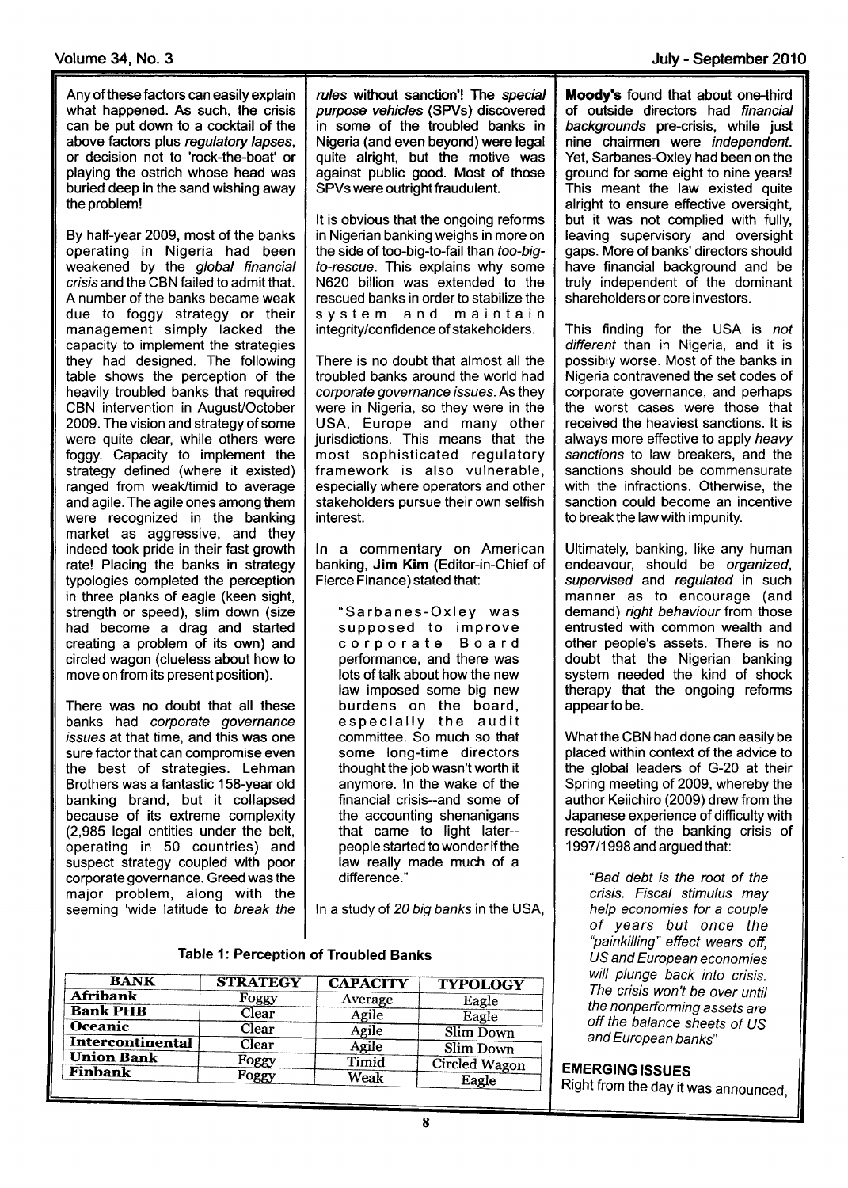Any of these factors can easily explain what happened. As such, the crisis can be put down to a cocktail of the above factors plus *regulatory lapses*, or decision not to 'rock-the-boat' or playing the ostrich whose head was buried deep in the sand wishing away the problem!

By half-year 2009, most of the banks operating in Nigeria had been weakened by the *global financial crisis* and the CBN failed to admit that. A number of the banks became weak due to foggy strategy or their management simply lacked the capacity to implement the strategies they had designed. The following table shows the perception of the heavily troubled banks that required CBN intervention in August/October 2009. The vision and strategy of some were quite clear, while others were foggy. Capacity to implement the strategy defined (where it existed) ranged from weak/timid to average and agile. The agile ones among them were recognized in the banking market as aggressive, and they indeed took pride in their fast growth rate! Placing the banks in strategy typologies completed the perception in three planks of eagle (keen sight, strength or speed), slim down (size had become a drag and started creating a problem of its own) and circled wagon (clueless about how to move on from its present position).

There was no doubt that all these banks had *corporate governance issues* at that time, and this was one sure factor that can compromise even the best of strategies. Lehman Brothers was a fantastic 158-year old banking brand, but it collapsed because of its extreme complexity (2,985 legal entities under the belt, operating in 50 countries) and suspect strategy coupled with poor corporate governance. Greed was the major problem, along with the seeming 'wide latitude to *break the rules* without sanction'! The *special purpose vehicles* (SPVs) discovered in some of the troubled banks in Nigeria (and even beyond) were legal quite alright, but the motive was against public good. Most of those SPVs were outright fraudulent.

It is obvious that the ongoing reforms in Nigerian banking weighs in more on the side of too-big-to-fail than *too-big-to-rescue*. This explains why some N620 billion was extended to the rescued banks in order to stabilize the system and maintain integrity/confidence of stakeholders.

There is no doubt that almost all the troubled banks around the world had *corporate governance issues*. As they were in Nigeria, so they were in the USA, Europe and many other jurisdictions. This means that the most sophisticated regulatory framework is also vulnerable, especially where operators and other stakeholders pursue their own selfish interest.

In a commentary on American banking, **Jim Kim** (Editor-in-Chief of Fierce Finance) stated that:

> "Sarbanes-Oxley was supposed to improve corporate Board performance, and there was lots of talk about how the new law imposed some big new burdens on the board, especially the audit committee. So much so that some long-time directors thought the job wasn't worth it anymore. In the wake of the financial crisis--and some of the accounting shenanigans that came to light later--people started to wonder if the law really made much of a difference."

In a study of *20 big banks* in the USA, **Moody's** found that about one-third of outside directors had *financial backgrounds* pre-crisis, while just nine chairmen were *independent*. Yet, Sarbanes-Oxley had been on the ground for some eight to nine years! This meant the law existed quite alright to ensure effective oversight, but it was not complied with fully, leaving supervisory and oversight gaps. More of banks' directors should have financial background and be truly independent of the dominant shareholders or core investors.

This finding for the USA is *not different* than in Nigeria, and it is possibly worse. Most of the banks in Nigeria contravened the set codes of corporate governance, and perhaps the worst cases were those that received the heaviest sanctions. It is always more effective to apply *heavy sanctions* to law breakers, and the sanctions should be commensurate with the infractions. Otherwise, the sanction could become an incentive to break the law with impunity.

Ultimately, banking, like any human endeavour, should be *organized*, *supervised* and *regulated* in such manner as to encourage (and demand) *right behaviour* from those entrusted with common wealth and other people's assets. There is no doubt that the Nigerian banking system needed the kind of shock therapy that the ongoing reforms appear to be.

What the CBN had done can easily be placed within context of the advice to the global leaders of G-20 at their Spring meeting of 2009, whereby the author Keiichiro (2009) drew from the Japanese experience of difficulty with resolution of the banking crisis of 1997/1998 and argued that:

> *"Bad debt is the root of the crisis. Fiscal stimulus may help economies for a couple of years but once the "painkilling" effect wears off, US and European economies will plunge back into crisis. The crisis won't be over until the nonperforming assets are off the balance sheets of US and European banks"*

**Table 1: Perception of Troubled Banks**

| BANK | STRATEGY | CAPACITY | TYPOLOGY |
|---|---|---|---|
| Afribank | Foggy | Average | Eagle |
| Bank PHB | Clear | Agile | Eagle |
| Oceanic | Clear | Agile | Slim Down |
| Intercontinental | Clear | Agile | Slim Down |
| Union Bank | Foggy | Timid | Circled Wagon |
| Finbank | Foggy | Weak | Eagle |

## EMERGING ISSUES

Right from the day it was announced,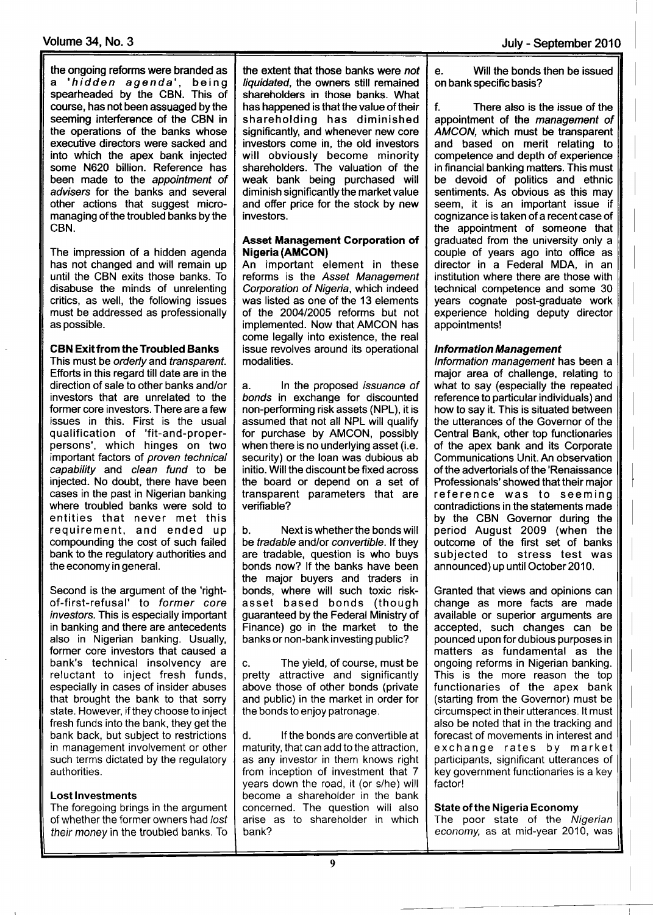the ongoing reforms were branded as a *'hidden agenda'*, being spearheaded by the CBN. This of course, has not been assuaged by the seeming interference of the CBN in the operations of the banks whose executive directors were sacked and into which the apex bank injected some N620 billion. Reference has been made to the *appointment of advisers* for the banks and several other actions that suggest micro-managing of the troubled banks by the CBN.

The impression of a hidden agenda has not changed and will remain up until the CBN exits those banks. To disabuse the minds of unrelenting critics, as well, the following issues must be addressed as professionally as possible.

**CBN Exit from the Troubled Banks**

This must be *orderly* and *transparent*. Efforts in this regard till date are in the direction of sale to other banks and/or investors that are unrelated to the former core investors. There are a few issues in this. First is the usual qualification of 'fit-and-proper-persons', which hinges on two important factors of *proven technical capability* and *clean fund* to be injected. No doubt, there have been cases in the past in Nigerian banking where troubled banks were sold to entities that never met this requirement, and ended up compounding the cost of such failed bank to the regulatory authorities and the economy in general.

Second is the argument of the 'right-of-first-refusal' to *former core investors*. This is especially important in banking and there are antecedents also in Nigerian banking. Usually, former core investors that caused a bank's technical insolvency are reluctant to inject fresh funds, especially in cases of insider abuses that brought the bank to that sorry state. However, if they choose to inject fresh funds into the bank, they get the bank back, but subject to restrictions in management involvement or other such terms dictated by the regulatory authorities.

**Lost Investments**

The foregoing brings in the argument of whether the former owners had *lost their money* in the troubled banks. To the extent that those banks were *not liquidated*, the owners still remained shareholders in those banks. What has happened is that the value of their shareholding has diminished significantly, and whenever new core investors come in, the old investors will obviously become minority shareholders. The valuation of the weak bank being purchased will diminish significantly the market value and offer price for the stock by new investors.

**Asset Management Corporation of Nigeria (AMCON)**

An important element in these reforms is the *Asset Management Corporation of Nigeria*, which indeed was listed as one of the 13 elements of the 2004/2005 reforms but not implemented. Now that AMCON has come legally into existence, the real issue revolves around its operational modalities.

a. In the proposed *issuance of bonds* in exchange for discounted non-performing risk assets (NPL), it is assumed that not all NPL will qualify for purchase by AMCON, possibly when there is no underlying asset (i.e. security) or the loan was dubious ab initio. Will the discount be fixed across the board or depend on a set of transparent parameters that are verifiable?

b. Next is whether the bonds will be *tradable* and/or *convertible*. If they are tradable, question is who buys bonds now? If the banks have been the major buyers and traders in bonds, where will such toxic risk-asset based bonds (though guaranteed by the Federal Ministry of Finance) go in the market to the banks or non-bank investing public?

c. The yield, of course, must be pretty attractive and significantly above those of other bonds (private and public) in the market in order for the bonds to enjoy patronage.

d. If the bonds are convertible at maturity, that can add to the attraction, as any investor in them knows right from inception of investment that 7 years down the road, it (or s/he) will become a shareholder in the bank concerned. The question will also arise as to shareholder in which bank?

e. Will the bonds then be issued on bank specific basis?

f. There also is the issue of the appointment of the *management of AMCON*, which must be transparent and based on merit relating to competence and depth of experience in financial banking matters. This must be devoid of politics and ethnic sentiments. As obvious as this may seem, it is an important issue if cognizance is taken of a recent case of the appointment of someone that graduated from the university only a couple of years ago into office as director in a Federal MDA, in an institution where there are those with technical competence and some 30 years cognate post-graduate work experience holding deputy director appointments!

***Information Management***

*Information management* has been a major area of challenge, relating to what to say (especially the repeated reference to particular individuals) and how to say it. This is situated between the utterances of the Governor of the Central Bank, other top functionaries of the apex bank and its Corporate Communications Unit. An observation of the advertorials of the 'Renaissance Professionals' showed that their major reference was to seeming contradictions in the statements made by the CBN Governor during the period August 2009 (when the outcome of the first set of banks subjected to stress test was announced) up until October 2010.

Granted that views and opinions can change as more facts are made available or superior arguments are accepted, such changes can be pounced upon for dubious purposes in matters as fundamental as the ongoing reforms in Nigerian banking. This is the more reason the top functionaries of the apex bank (starting from the Governor) must be circumspect in their utterances. It must also be noted that in the tracking and forecast of movements in interest and exchange rates by market participants, significant utterances of key government functionaries is a key factor!

**State of the Nigeria Economy**

The poor state of the *Nigerian economy*, as at mid-year 2010, was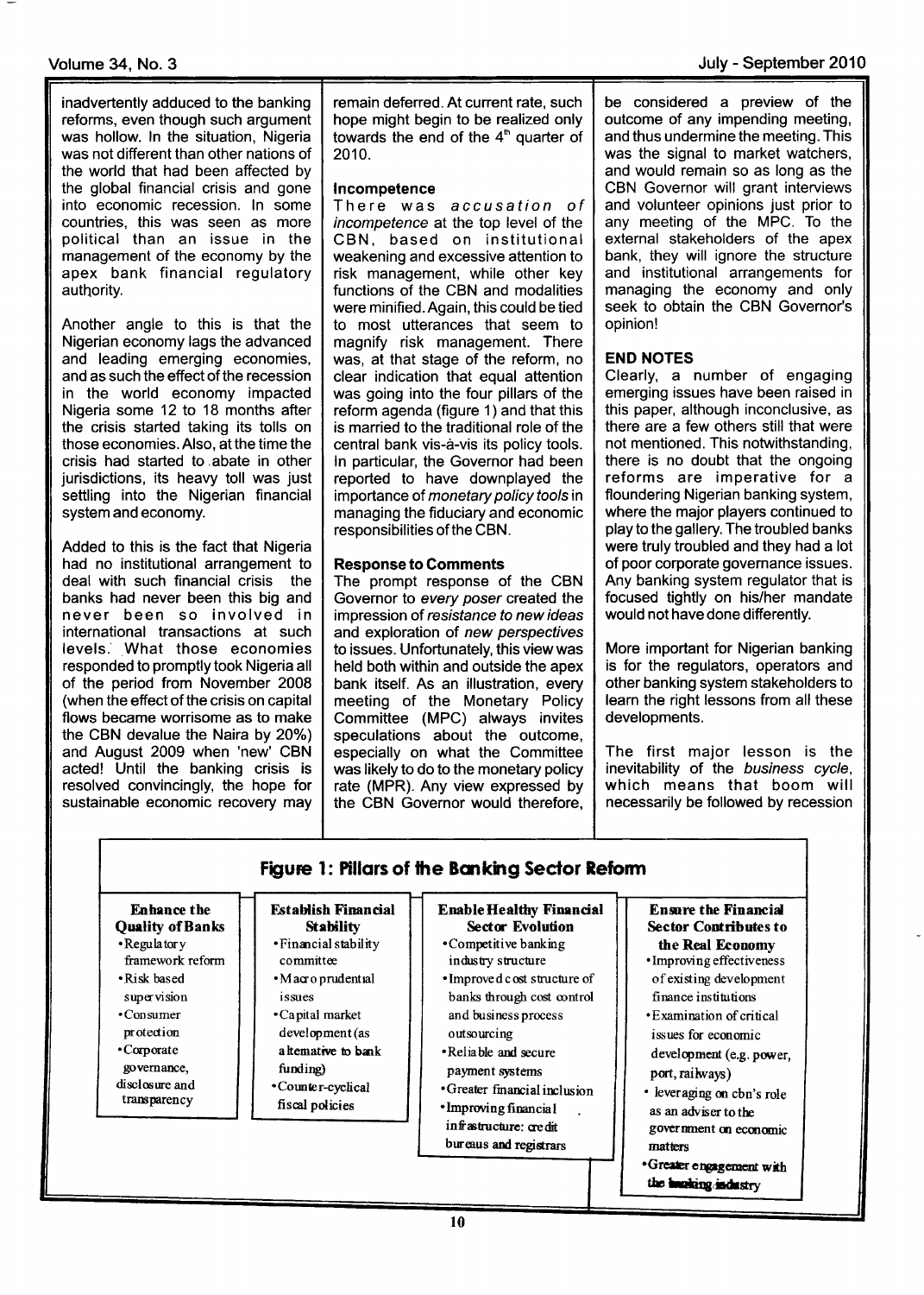inadvertently adduced to the banking reforms, even though such argument was hollow. In the situation, Nigeria was not different than other nations of the world that had been affected by the global financial crisis and gone into economic recession. In some countries, this was seen as more political than an issue in the management of the economy by the apex bank financial regulatory authority.

Another angle to this is that the Nigerian economy lags the advanced and leading emerging economies, and as such the effect of the recession in the world economy impacted Nigeria some 12 to 18 months after the crisis started taking its tolls on those economies. Also, at the time the crisis had started to abate in other jurisdictions, its heavy toll was just settling into the Nigerian financial system and economy.

Added to this is the fact that Nigeria had no institutional arrangement to deal with such financial crisis the banks had never been this big and never been so involved in international transactions at such levels. What those economies responded to promptly took Nigeria all of the period from November 2008 (when the effect of the crisis on capital flows became worrisome as to make the CBN devalue the Naira by 20%) and August 2009 when 'new' CBN acted! Until the banking crisis is resolved convincingly, the hope for sustainable economic recovery may remain deferred. At current rate, such hope might begin to be realized only towards the end of the 4th quarter of 2010.

### Incompetence

There was *accusation of incompetence* at the top level of the CBN, based on institutional weakening and excessive attention to risk management, while other key functions of the CBN and modalities were minified. Again, this could be tied to most utterances that seem to magnify risk management. There was, at that stage of the reform, no clear indication that equal attention was going into the four pillars of the reform agenda (figure 1) and that this is married to the traditional role of the central bank vis-à-vis its policy tools. In particular, the Governor had been reported to have downplayed the importance of *monetary policy tools* in managing the fiduciary and economic responsibilities of the CBN.

### Response to Comments

The prompt response of the CBN Governor to *every poser* created the impression of *resistance to new ideas* and exploration of *new perspectives* to issues. Unfortunately, this view was held both within and outside the apex bank itself. As an illustration, every meeting of the Monetary Policy Committee (MPC) always invites speculations about the outcome, especially on what the Committee was likely to do to the monetary policy rate (MPR). Any view expressed by the CBN Governor would therefore, be considered a preview of the outcome of any impending meeting, and thus undermine the meeting. This was the signal to market watchers, and would remain so as long as the CBN Governor will grant interviews and volunteer opinions just prior to any meeting of the MPC. To the external stakeholders of the apex bank, they will ignore the structure and institutional arrangements for managing the economy and only seek to obtain the CBN Governor's opinion!

### END NOTES

Clearly, a number of engaging emerging issues have been raised in this paper, although inconclusive, as there are a few others still that were not mentioned. This notwithstanding, there is no doubt that the ongoing reforms are imperative for a floundering Nigerian banking system, where the major players continued to play to the gallery. The troubled banks were truly troubled and they had a lot of poor corporate governance issues. Any banking system regulator that is focused tightly on his/her mandate would not have done differently.

More important for Nigerian banking is for the regulators, operators and other banking system stakeholders to learn the right lessons from all these developments.

The first major lesson is the inevitability of the *business cycle*, which means that boom will necessarily be followed by recession

**Figure 1: Pillars of the Banking Sector Reform**

| Enhance the Quality of Banks | Establish Financial Stability | Enable Healthy Financial Sector Evolution | Ensure the Financial Sector Contributes to the Real Economy |
|---|---|---|---|
| • Regulatory framework reform<br>• Risk based supervision<br>• Consumer protection<br>• Corporate governance, disclosure and transparency | • Financial stability committee<br>• Macro prudential issues<br>• Capital market development (as alternative to bank funding)<br>• Counter-cyclical fiscal policies | • Competitive banking industry structure<br>• Improved cost structure of banks through cost control and business process outsourcing<br>• Reliable and secure payment systems<br>• Greater financial inclusion<br>• Improving financial infrastructure: credit bureaus and registrars | • Improving effectiveness of existing development finance institutions<br>• Examination of critical issues for economic development (e.g. power, port, railways)<br>• leveraging on cbn's role as an adviser to the government on economic matters<br>• Greater engagement with the banking industry |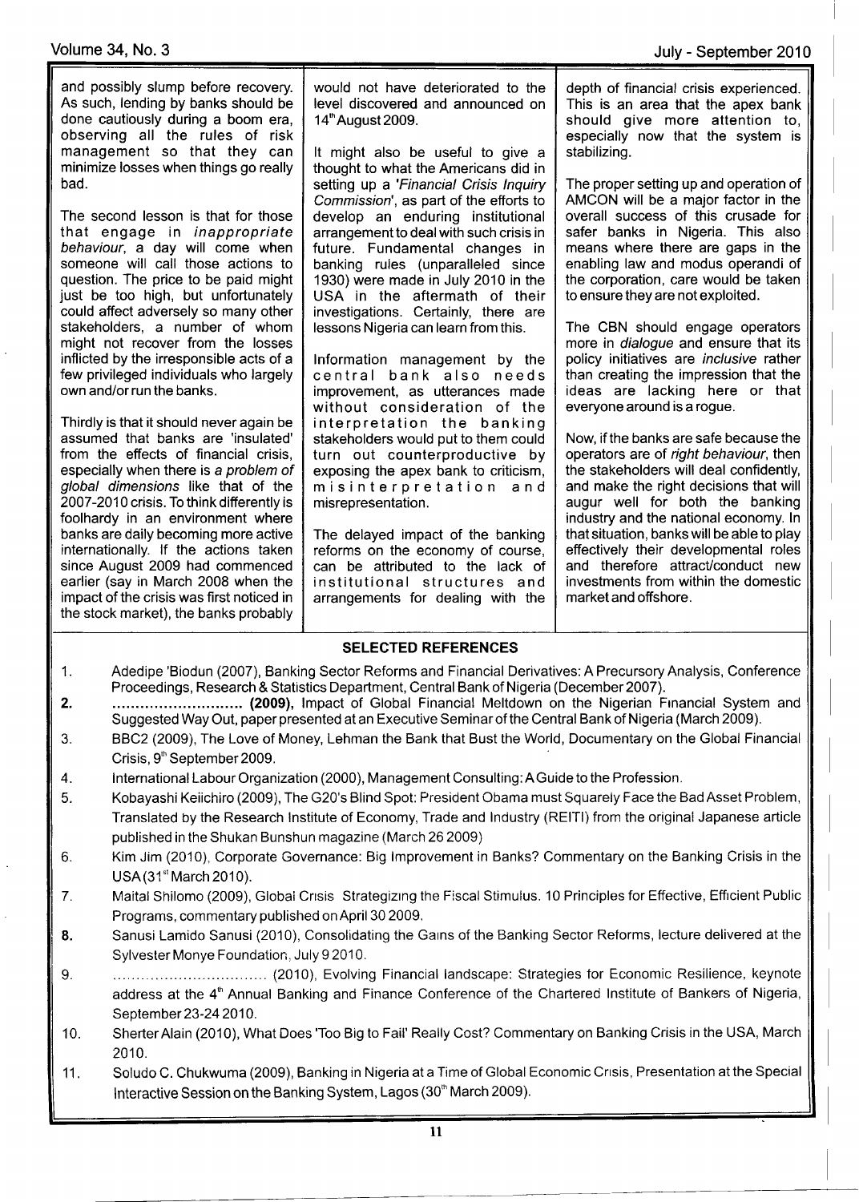and possibly slump before recovery. As such, lending by banks should be done cautiously during a boom era, observing all the rules of risk management so that they can minimize losses when things go really bad.

The second lesson is that for those that engage in *inappropriate behaviour*, a day will come when someone will call those actions to question. The price to be paid might just be too high, but unfortunately could affect adversely so many other stakeholders, a number of whom might not recover from the losses inflicted by the irresponsible acts of a few privileged individuals who largely own and/or run the banks.

Thirdly is that it should never again be assumed that banks are 'insulated' from the effects of financial crisis, especially when there is *a problem of global dimensions* like that of the 2007-2010 crisis. To think differently is foolhardy in an environment where banks are daily becoming more active internationally. If the actions taken since August 2009 had commenced earlier (say in March 2008 when the impact of the crisis was first noticed in the stock market), the banks probably would not have deteriorated to the level discovered and announced on 14th August 2009.

It might also be useful to give a thought to what the Americans did in setting up a '*Financial Crisis Inquiry Commission*', as part of the efforts to develop an enduring institutional arrangement to deal with such crisis in future. Fundamental changes in banking rules (unparalleled since 1930) were made in July 2010 in the USA in the aftermath of their investigations. Certainly, there are lessons Nigeria can learn from this.

Information management by the central bank also needs improvement, as utterances made without consideration of the interpretation the banking stakeholders would put to them could turn out counterproductive by exposing the apex bank to criticism, misinterpretation and misrepresentation.

The delayed impact of the banking reforms on the economy of course, can be attributed to the lack of institutional structures and arrangements for dealing with the depth of financial crisis experienced. This is an area that the apex bank should give more attention to, especially now that the system is stabilizing.

The proper setting up and operation of AMCON will be a major factor in the overall success of this crusade for safer banks in Nigeria. This also means where there are gaps in the enabling law and modus operandi of the corporation, care would be taken to ensure they are not exploited.

The CBN should engage operators more in *dialogue* and ensure that its policy initiatives are *inclusive* rather than creating the impression that the ideas are lacking here or that everyone around is a rogue.

Now, if the banks are safe because the operators are of *right behaviour*, then the stakeholders will deal confidently, and make the right decisions that will augur well for both the banking industry and the national economy. In that situation, banks will be able to play effectively their developmental roles and therefore attract/conduct new investments from within the domestic market and offshore.

## SELECTED REFERENCES

1. Adedipe 'Biodun (2007), Banking Sector Reforms and Financial Derivatives: A Precursory Analysis, Conference Proceedings, Research & Statistics Department, Central Bank of Nigeria (December 2007).
2. ............................ **(2009),** Impact of Global Financial Meltdown on the Nigerian Financial System and Suggested Way Out, paper presented at an Executive Seminar of the Central Bank of Nigeria (March 2009).
3. BBC2 (2009), The Love of Money, Lehman the Bank that Bust the World, Documentary on the Global Financial Crisis, 9th September 2009.
4. International Labour Organization (2000), Management Consulting: A Guide to the Profession.
5. Kobayashi Keiichiro (2009), The G20's Blind Spot: President Obama must Squarely Face the Bad Asset Problem, Translated by the Research Institute of Economy, Trade and Industry (REITI) from the original Japanese article published in the Shukan Bunshun magazine (March 26 2009)
6. Kim Jim (2010), Corporate Governance: Big Improvement in Banks? Commentary on the Banking Crisis in the USA (31st March 2010).
7. Maital Shilomo (2009), Global Crisis Strategizing the Fiscal Stimulus. 10 Principles for Effective, Efficient Public Programs, commentary published on April 30 2009.
8. Sanusi Lamido Sanusi (2010), Consolidating the Gains of the Banking Sector Reforms, lecture delivered at the Sylvester Monye Foundation, July 9 2010.
9. ................................. (2010), Evolving Financial landscape: Strategies for Economic Resilience, keynote address at the 4th Annual Banking and Finance Conference of the Chartered Institute of Bankers of Nigeria, September 23-24 2010.
10. Sherter Alain (2010), What Does 'Too Big to Fail' Really Cost? Commentary on Banking Crisis in the USA, March 2010.
11. Soludo C. Chukwuma (2009), Banking in Nigeria at a Time of Global Economic Crisis, Presentation at the Special Interactive Session on the Banking System, Lagos (30th March 2009).